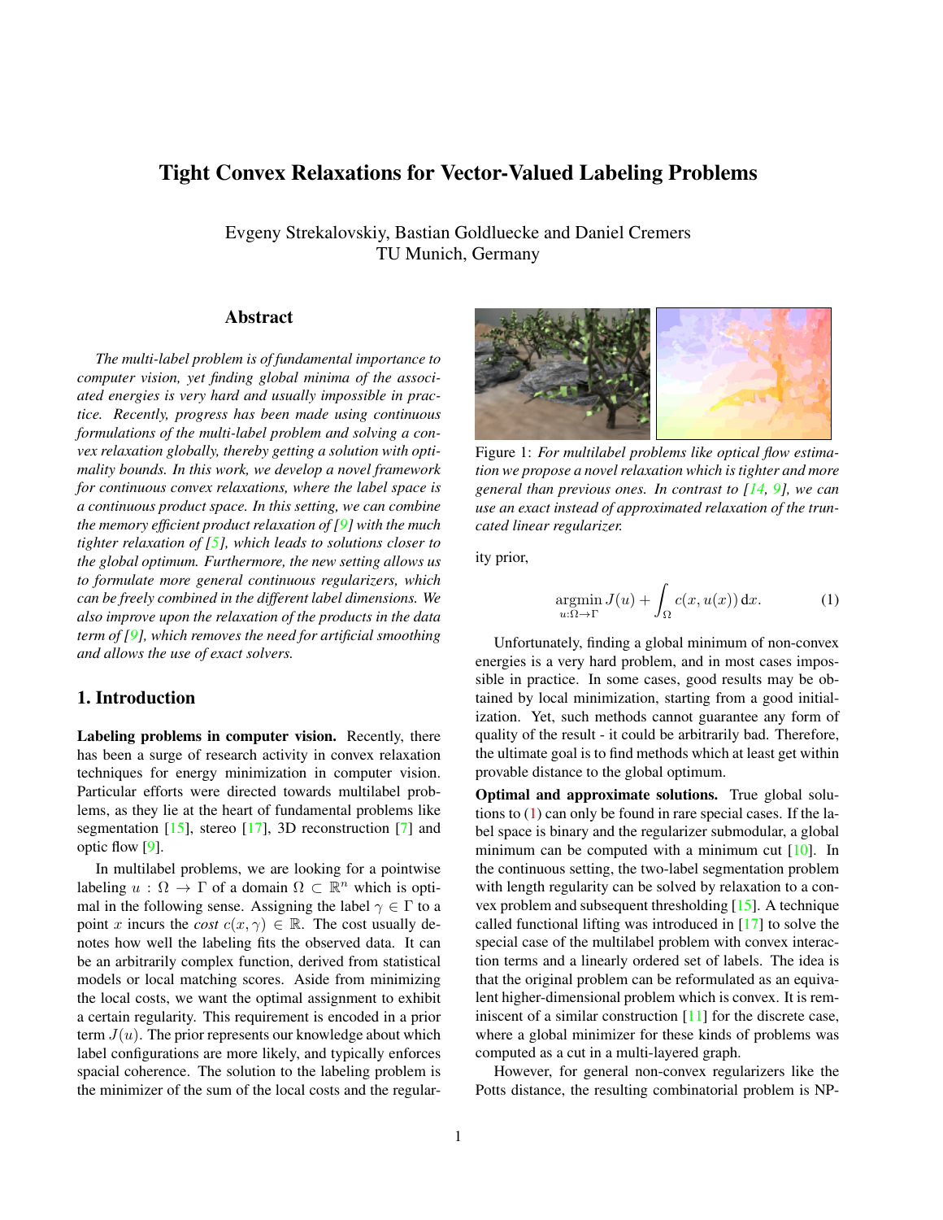# Tight Convex Relaxations for Vector-Valued Labeling Problems

Evgeny Strekalovskiy, Bastian Goldluecke and Daniel Cremers
TU Munich, Germany

## Abstract

*The multi-label problem is of fundamental importance to computer vision, yet finding global minima of the associated energies is very hard and usually impossible in practice. Recently, progress has been made using continuous formulations of the multi-label problem and solving a convex relaxation globally, thereby getting a solution with optimality bounds. In this work, we develop a novel framework for continuous convex relaxations, where the label space is a continuous product space. In this setting, we can combine the memory efficient product relaxation of [9] with the much tighter relaxation of [5], which leads to solutions closer to the global optimum. Furthermore, the new setting allows us to formulate more general continuous regularizers, which can be freely combined in the different label dimensions. We also improve upon the relaxation of the products in the data term of [9], which removes the need for artificial smoothing and allows the use of exact solvers.*

## 1. Introduction

**Labeling problems in computer vision.** Recently, there has been a surge of research activity in convex relaxation techniques for energy minimization in computer vision. Particular efforts were directed towards multilabel problems, as they lie at the heart of fundamental problems like segmentation [15], stereo [17], 3D reconstruction [7] and optic flow [9].

In multilabel problems, we are looking for a pointwise labeling $u : \Omega \to \Gamma$ of a domain $\Omega \subset \mathbb{R}^n$ which is optimal in the following sense. Assigning the label $\gamma \in \Gamma$ to a point $x$ incurs the *cost* $c(x, \gamma) \in \mathbb{R}$. The cost usually denotes how well the labeling fits the observed data. It can be an arbitrarily complex function, derived from statistical models or local matching scores. Aside from minimizing the local costs, we want the optimal assignment to exhibit a certain regularity. This requirement is encoded in a prior term $J(u)$. The prior represents our knowledge about which label configurations are more likely, and typically enforces spacial coherence. The solution to the labeling problem is the minimizer of the sum of the local costs and the regularity prior,

Figure 1: *For multilabel problems like optical flow estimation we propose a novel relaxation which is tighter and more general than previous ones. In contrast to [14, 9], we can use an exact instead of approximated relaxation of the truncated linear regularizer.*

$$\underset{u:\Omega\to\Gamma}{\operatorname{argmin}}\, J(u) + \int_\Omega c(x, u(x))\, \mathrm{d}x. \tag{1}$$

Unfortunately, finding a global minimum of non-convex energies is a very hard problem, and in most cases impossible in practice. In some cases, good results may be obtained by local minimization, starting from a good initialization. Yet, such methods cannot guarantee any form of quality of the result - it could be arbitrarily bad. Therefore, the ultimate goal is to find methods which at least get within provable distance to the global optimum.

**Optimal and approximate solutions.** True global solutions to (1) can only be found in rare special cases. If the label space is binary and the regularizer submodular, a global minimum can be computed with a minimum cut [10]. In the continuous setting, the two-label segmentation problem with length regularity can be solved by relaxation to a convex problem and subsequent thresholding [15]. A technique called functional lifting was introduced in [17] to solve the special case of the multilabel problem with convex interaction terms and a linearly ordered set of labels. The idea is that the original problem can be reformulated as an equivalent higher-dimensional problem which is convex. It is reminiscent of a similar construction [11] for the discrete case, where a global minimizer for these kinds of problems was computed as a cut in a multi-layered graph.

However, for general non-convex regularizers like the Potts distance, the resulting combinatorial problem is NP-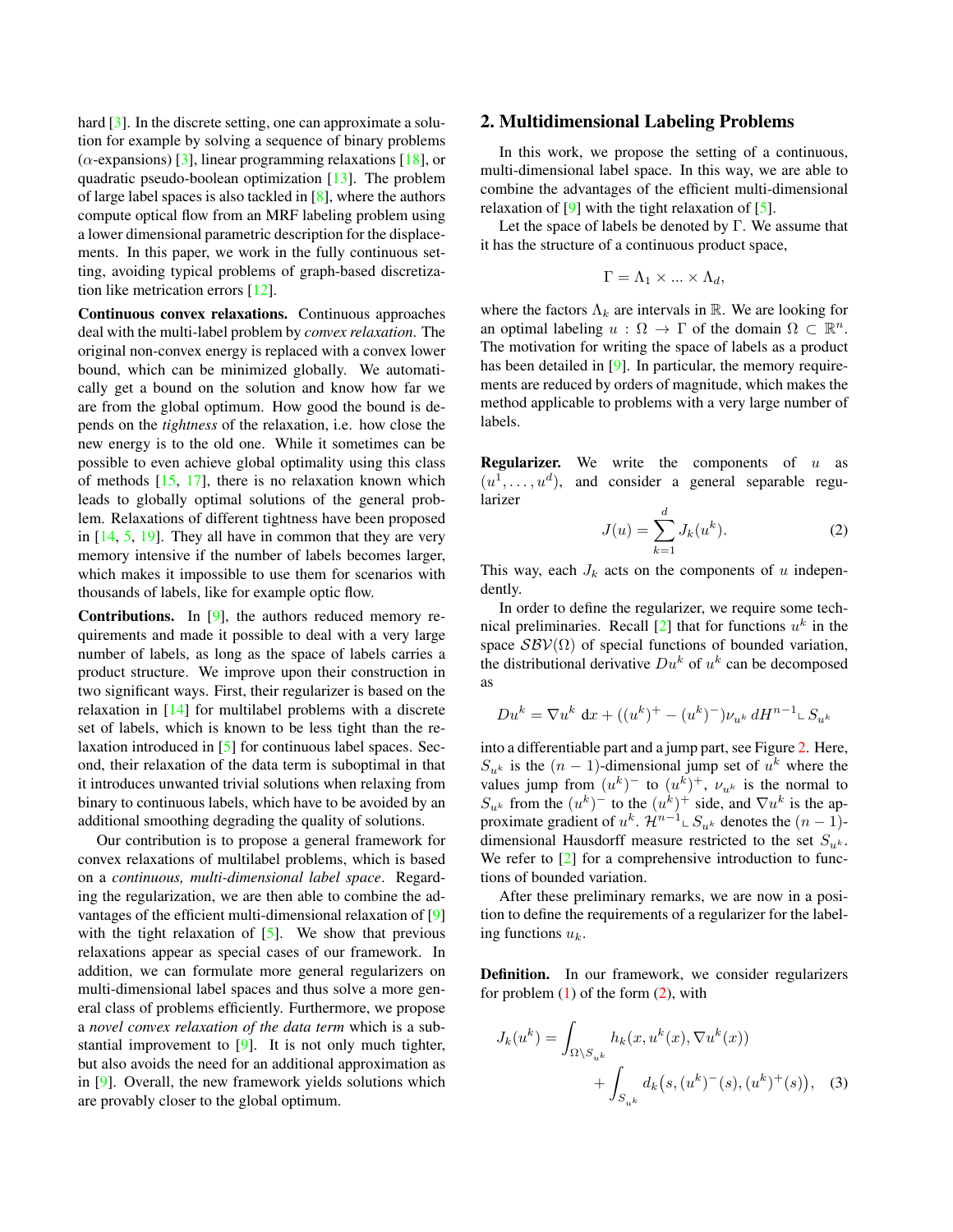hard [3]. In the discrete setting, one can approximate a solution for example by solving a sequence of binary problems ($\alpha$-expansions) [3], linear programming relaxations [18], or quadratic pseudo-boolean optimization [13]. The problem of large label spaces is also tackled in [8], where the authors compute optical flow from an MRF labeling problem using a lower dimensional parametric description for the displacements. In this paper, we work in the fully continuous setting, avoiding typical problems of graph-based discretization like metrication errors [12].

**Continuous convex relaxations.** Continuous approaches deal with the multi-label problem by *convex relaxation*. The original non-convex energy is replaced with a convex lower bound, which can be minimized globally. We automatically get a bound on the solution and know how far we are from the global optimum. How good the bound is depends on the *tightness* of the relaxation, i.e. how close the new energy is to the old one. While it sometimes can be possible to even achieve global optimality using this class of methods [15, 17], there is no relaxation known which leads to globally optimal solutions of the general problem. Relaxations of different tightness have been proposed in [14, 5, 19]. They all have in common that they are very memory intensive if the number of labels becomes larger, which makes it impossible to use them for scenarios with thousands of labels, like for example optic flow.

**Contributions.** In [9], the authors reduced memory requirements and made it possible to deal with a very large number of labels, as long as the space of labels carries a product structure. We improve upon their construction in two significant ways. First, their regularizer is based on the relaxation in [14] for multilabel problems with a discrete set of labels, which is known to be less tight than the relaxation introduced in [5] for continuous label spaces. Second, their relaxation of the data term is suboptimal in that it introduces unwanted trivial solutions when relaxing from binary to continuous labels, which have to be avoided by an additional smoothing degrading the quality of solutions.

Our contribution is to propose a general framework for convex relaxations of multilabel problems, which is based on a *continuous, multi-dimensional label space*. Regarding the regularization, we are then able to combine the advantages of the efficient multi-dimensional relaxation of [9] with the tight relaxation of [5]. We show that previous relaxations appear as special cases of our framework. In addition, we can formulate more general regularizers on multi-dimensional label spaces and thus solve a more general class of problems efficiently. Furthermore, we propose a *novel convex relaxation of the data term* which is a substantial improvement to [9]. It is not only much tighter, but also avoids the need for an additional approximation as in [9]. Overall, the new framework yields solutions which are provably closer to the global optimum.

## 2. Multidimensional Labeling Problems

In this work, we propose the setting of a continuous, multi-dimensional label space. In this way, we are able to combine the advantages of the efficient multi-dimensional relaxation of [9] with the tight relaxation of [5].

Let the space of labels be denoted by $\Gamma$. We assume that it has the structure of a continuous product space,

$$\Gamma = \Lambda_1 \times ... \times \Lambda_d,$$

where the factors $\Lambda_k$ are intervals in $\mathbb{R}$. We are looking for an optimal labeling $u : \Omega \to \Gamma$ of the domain $\Omega \subset \mathbb{R}^n$. The motivation for writing the space of labels as a product has been detailed in [9]. In particular, the memory requirements are reduced by orders of magnitude, which makes the method applicable to problems with a very large number of labels.

**Regularizer.** We write the components of $u$ as $(u^1, \dots, u^d)$, and consider a general separable regularizer

$$J(u) = \sum_{k=1}^{d} J_k(u^k). \tag{2}$$

This way, each $J_k$ acts on the components of $u$ independently.

In order to define the regularizer, we require some technical preliminaries. Recall [2] that for functions $u^k$ in the space $\mathcal{SBV}(\Omega)$ of special functions of bounded variation, the distributional derivative $Du^k$ of $u^k$ can be decomposed as

$$Du^k = \nabla u^k \, \mathrm{d}x + ((u^k)^+ - (u^k)^-)\nu_{u^k} \, dH^{n-1} \llcorner S_{u^k}$$

into a differentiable part and a jump part, see Figure 2. Here, $S_{u^k}$ is the $(n-1)$-dimensional jump set of $u^k$ where the values jump from $(u^k)^-$ to $(u^k)^+$, $\nu_{u^k}$ is the normal to $S_{u^k}$ from the $(u^k)^-$ to the $(u^k)^+$ side, and $\nabla u^k$ is the approximate gradient of $u^k$. $\mathcal{H}^{n-1} \llcorner S_{u^k}$ denotes the $(n-1)$-dimensional Hausdorff measure restricted to the set $S_{u^k}$. We refer to [2] for a comprehensive introduction to functions of bounded variation.

After these preliminary remarks, we are now in a position to define the requirements of a regularizer for the labeling functions $u_k$.

**Definition.** In our framework, we consider regularizers for problem (1) of the form (2), with

$$J_k(u^k) = \int_{\Omega \setminus S_{u^k}} h_k(x, u^k(x), \nabla u^k(x)) + \int_{S_{u^k}} d_k\big(s, (u^k)^-(s), (u^k)^+(s)\big), \tag{3}$$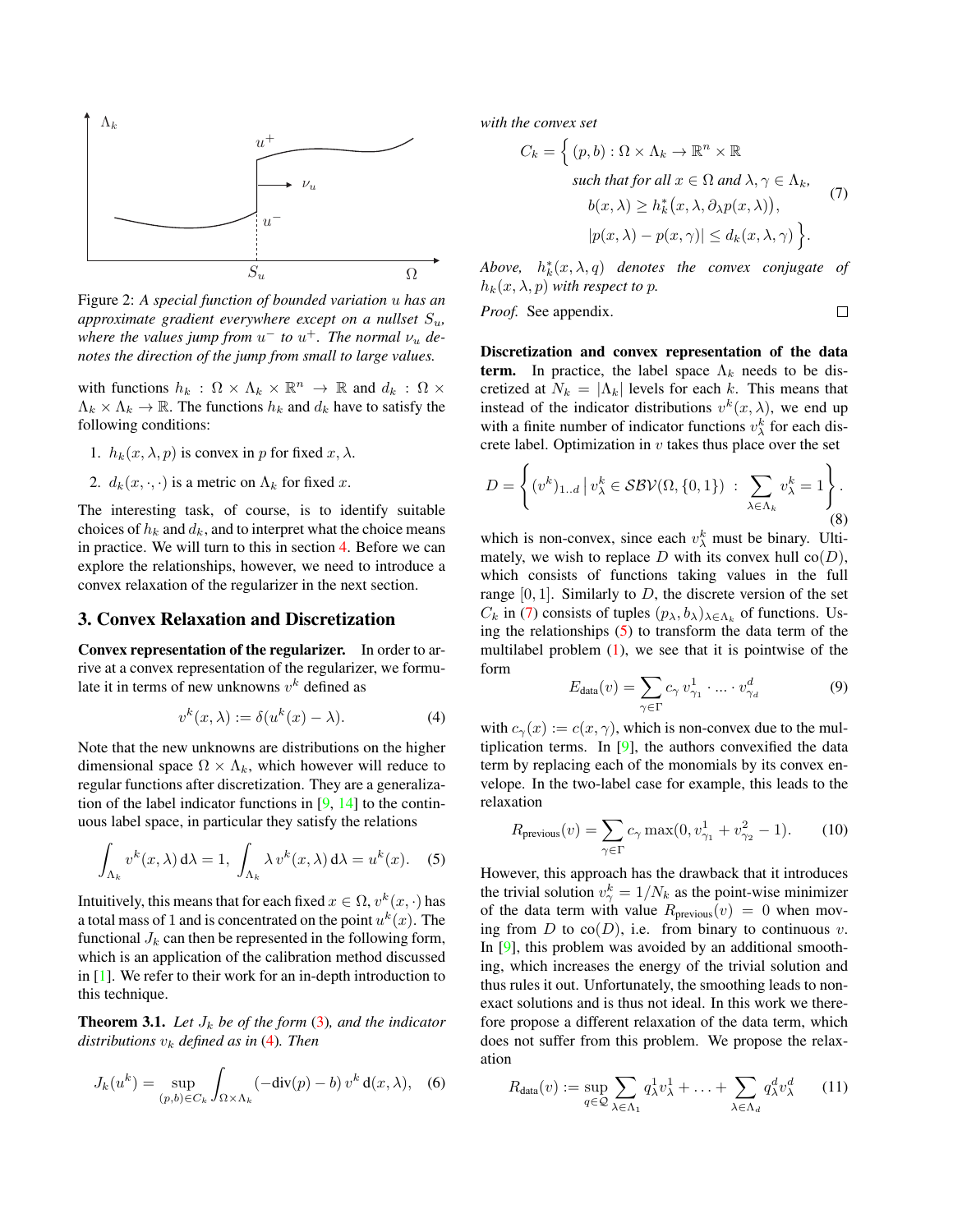Figure 2: *A special function of bounded variation $u$ has an approximate gradient everywhere except on a nullset $S_u$, where the values jump from $u^-$ to $u^+$. The normal $\nu_u$ denotes the direction of the jump from small to large values.*

with functions $h_k : \Omega \times \Lambda_k \times \mathbb{R}^n \to \mathbb{R}$ and $d_k : \Omega \times \Lambda_k \times \Lambda_k \to \mathbb{R}$. The functions $h_k$ and $d_k$ have to satisfy the following conditions:

1. $h_k(x, \lambda, p)$ is convex in $p$ for fixed $x, \lambda$.
2. $d_k(x, \cdot, \cdot)$ is a metric on $\Lambda_k$ for fixed $x$.

The interesting task, of course, is to identify suitable choices of $h_k$ and $d_k$, and to interpret what the choice means in practice. We will turn to this in section 4. Before we can explore the relationships, however, we need to introduce a convex relaxation of the regularizer in the next section.

## 3. Convex Relaxation and Discretization

**Convex representation of the regularizer.** In order to arrive at a convex representation of the regularizer, we formulate it in terms of new unknowns $v^k$ defined as

$$v^k(x, \lambda) := \delta(u^k(x) - \lambda). \tag{4}$$

Note that the new unknowns are distributions on the higher dimensional space $\Omega \times \Lambda_k$, which however will reduce to regular functions after discretization. They are a generalization of the label indicator functions in [9, 14] to the continuous label space, in particular they satisfy the relations

$$\int_{\Lambda_k} v^k(x, \lambda) \, \mathrm{d}\lambda = 1, \; \int_{\Lambda_k} \lambda \, v^k(x, \lambda) \, \mathrm{d}\lambda = u^k(x). \tag{5}$$

Intuitively, this means that for each fixed $x \in \Omega$, $v^k(x, \cdot)$ has a total mass of 1 and is concentrated on the point $u^k(x)$. The functional $J_k$ can then be represented in the following form, which is an application of the calibration method discussed in [1]. We refer to their work for an in-depth introduction to this technique.

**Theorem 3.1.** *Let $J_k$ be of the form (3), and the indicator distributions $v_k$ defined as in (4). Then*

$$J_k(u^k) = \sup_{(p,b) \in C_k} \int_{\Omega \times \Lambda_k} (-\operatorname{div}(p) - b) \, v^k \, \mathrm{d}(x, \lambda), \tag{6}$$

*with the convex set*

$$\begin{aligned} C_k = \Big\{ &(p, b) : \Omega \times \Lambda_k \to \mathbb{R}^n \times \mathbb{R} \\ &\text{such that for all } x \in \Omega \text{ and } \lambda, \gamma \in \Lambda_k, \\ &b(x, \lambda) \geq h_k^*\big(x, \lambda, \partial_\lambda p(x, \lambda)\big), \\ &|p(x, \lambda) - p(x, \gamma)| \leq d_k(x, \lambda, \gamma) \Big\}. \end{aligned} \tag{7}$$

*Above, $h_k^*(x, \lambda, q)$ denotes the convex conjugate of $h_k(x, \lambda, p)$ with respect to $p$.*

*Proof.* See appendix. □

**Discretization and convex representation of the data term.** In practice, the label space $\Lambda_k$ needs to be discretized at $N_k = |\Lambda_k|$ levels for each $k$. This means that instead of the indicator distributions $v^k(x, \lambda)$, we end up with a finite number of indicator functions $v^k_\lambda$ for each discrete label. Optimization in $v$ takes thus place over the set

$$D = \left\{ (v^k)_{1..d} \,\middle|\, v^k_\lambda \in \mathcal{SBV}(\Omega, \{0, 1\}) \; : \; \sum_{\lambda \in \Lambda_k} v^k_\lambda = 1 \right\}. \tag{8}$$

which is non-convex, since each $v^k_\lambda$ must be binary. Ultimately, we wish to replace $D$ with its convex hull $\operatorname{co}(D)$, which consists of functions taking values in the full range $[0, 1]$. Similarly to $D$, the discrete version of the set $C_k$ in (7) consists of tuples $(p_\lambda, b_\lambda)_{\lambda \in \Lambda_k}$ of functions. Using the relationships (5) to transform the data term of the multilabel problem (1), we see that it is pointwise of the form

$$E_{\text{data}}(v) = \sum_{\gamma \in \Gamma} c_\gamma \, v^1_{\gamma_1} \cdot \ldots \cdot v^d_{\gamma_d} \tag{9}$$

with $c_\gamma(x) := c(x, \gamma)$, which is non-convex due to the multiplication terms. In [9], the authors convexified the data term by replacing each of the monomials by its convex envelope. In the two-label case for example, this leads to the relaxation

$$R_{\text{previous}}(v) = \sum_{\gamma \in \Gamma} c_\gamma \max(0, v^1_{\gamma_1} + v^2_{\gamma_2} - 1). \tag{10}$$

However, this approach has the drawback that it introduces the trivial solution $v^k_\gamma = 1/N_k$ as the point-wise minimizer of the data term with value $R_{\text{previous}}(v) = 0$ when moving from $D$ to $\operatorname{co}(D)$, i.e. from binary to continuous $v$. In [9], this problem was avoided by an additional smoothing, which increases the energy of the trivial solution and thus rules it out. Unfortunately, the smoothing leads to non-exact solutions and is thus not ideal. In this work we therefore propose a different relaxation of the data term, which does not suffer from this problem. We propose the relaxation

$$R_{\text{data}}(v) := \sup_{q \in \mathcal{Q}} \sum_{\lambda \in \Lambda_1} q^1_\lambda v^1_\lambda + \ldots + \sum_{\lambda \in \Lambda_d} q^d_\lambda v^d_\lambda \tag{11}$$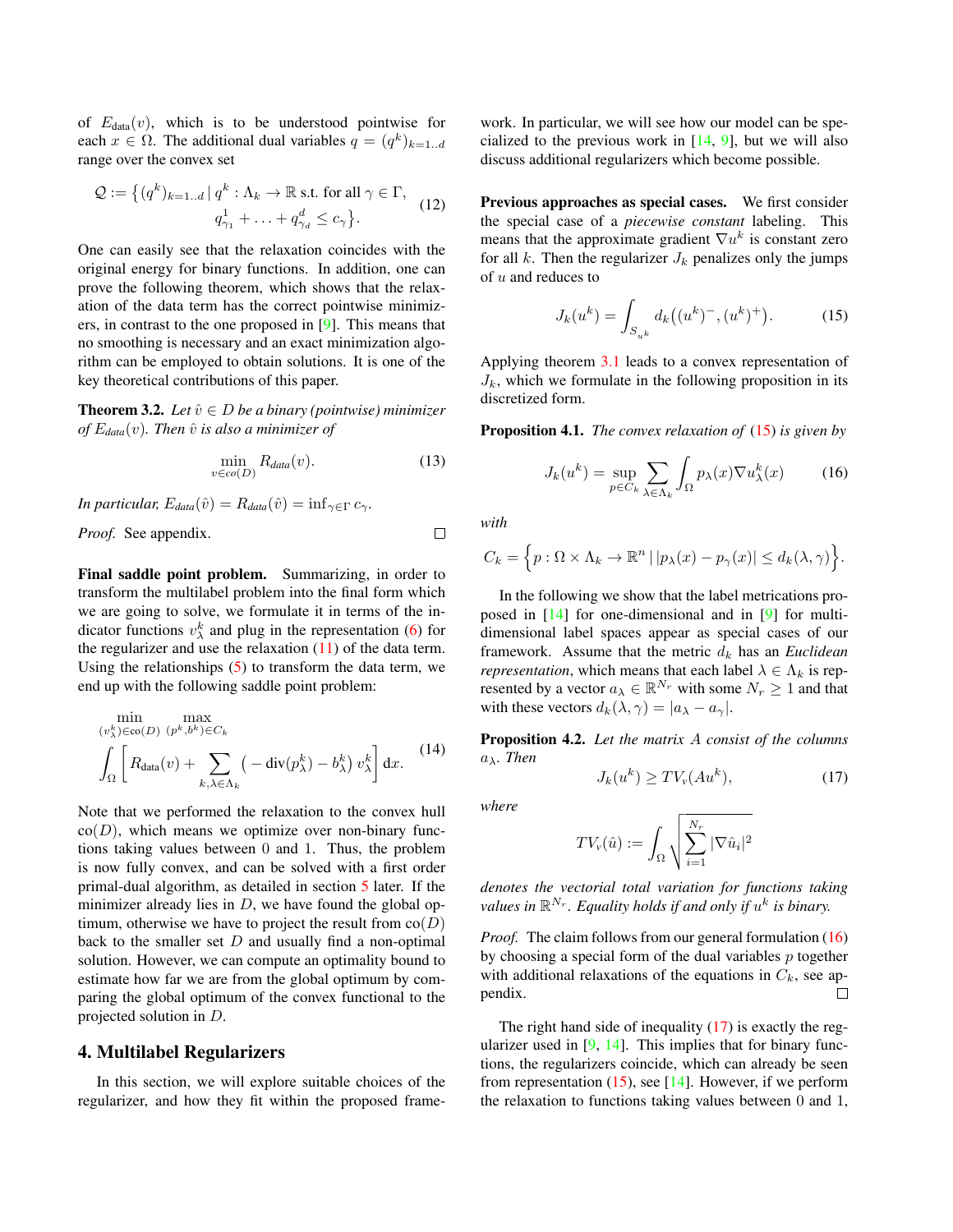of $E_{\text{data}}(v)$, which is to be understood pointwise for each $x \in \Omega$. The additional dual variables $q = (q^k)_{k=1..d}$ range over the convex set

$$\mathcal{Q} := \big\{ (q^k)_{k=1..d} \,|\, q^k : \Lambda_k \to \mathbb{R} \text{ s.t. for all } \gamma \in \Gamma, \\ q^1_{\gamma_1} + \ldots + q^d_{\gamma_d} \le c_\gamma \big\}. \tag{12}$$

One can easily see that the relaxation coincides with the original energy for binary functions. In addition, one can prove the following theorem, which shows that the relaxation of the data term has the correct pointwise minimizers, in contrast to the one proposed in [9]. This means that no smoothing is necessary and an exact minimization algorithm can be employed to obtain solutions. It is one of the key theoretical contributions of this paper.

**Theorem 3.2.** *Let $\hat{v} \in D$ be a binary (pointwise) minimizer of $E_{data}(v)$. Then $\hat{v}$ is also a minimizer of*

$$\min_{v \in co(D)} R_{data}(v). \tag{13}$$

*In particular, $E_{data}(\hat{v}) = R_{data}(\hat{v}) = \inf_{\gamma \in \Gamma} c_\gamma$.*

*Proof.* See appendix. □

**Final saddle point problem.** Summarizing, in order to transform the multilabel problem into the final form which we are going to solve, we formulate it in terms of the indicator functions $v^k_\lambda$ and plug in the representation (6) for the regularizer and use the relaxation (11) of the data term. Using the relationships (5) to transform the data term, we end up with the following saddle point problem:

$$\min_{(v^k_\lambda) \in \text{co}(D)} \max_{(p^k, b^k) \in C_k} \\ \int_\Omega \Big[ R_{\text{data}}(v) + \sum_{k, \lambda \in \Lambda_k} \big( -\text{div}(p^k_\lambda) - b^k_\lambda \big) v^k_\lambda \Big] \, dx. \tag{14}$$

Note that we performed the relaxation to the convex hull $\text{co}(D)$, which means we optimize over non-binary functions taking values between 0 and 1. Thus, the problem is now fully convex, and can be solved with a first order primal-dual algorithm, as detailed in section 5 later. If the minimizer already lies in $D$, we have found the global optimum, otherwise we have to project the result from $\text{co}(D)$ back to the smaller set $D$ and usually find a non-optimal solution. However, we can compute an optimality bound to estimate how far we are from the global optimum by comparing the global optimum of the convex functional to the projected solution in $D$.

## 4. Multilabel Regularizers

In this section, we will explore suitable choices of the regularizer, and how they fit within the proposed framework. In particular, we will see how our model can be specialized to the previous work in [14, 9], but we will also discuss additional regularizers which become possible.

**Previous approaches as special cases.** We first consider the special case of a *piecewise constant* labeling. This means that the approximate gradient $\nabla u^k$ is constant zero for all $k$. Then the regularizer $J_k$ penalizes only the jumps of $u$ and reduces to

$$J_k(u^k) = \int_{S_{u^k}} d_k\big((u^k)^-, (u^k)^+\big). \tag{15}$$

Applying theorem 3.1 leads to a convex representation of $J_k$, which we formulate in the following proposition in its discretized form.

**Proposition 4.1.** *The convex relaxation of (15) is given by*

$$J_k(u^k) = \sup_{p \in C_k} \sum_{\lambda \in \Lambda_k} \int_\Omega p_\lambda(x) \nabla u^k_\lambda(x) \tag{16}$$

*with*

$$C_k = \Big\{ p : \Omega \times \Lambda_k \to \mathbb{R}^n \,|\, |p_\lambda(x) - p_\gamma(x)| \le d_k(\lambda, \gamma) \Big\}.$$

In the following we show that the label metrications proposed in [14] for one-dimensional and in [9] for multi-dimensional label spaces appear as special cases of our framework. Assume that the metric $d_k$ has an *Euclidean representation*, which means that each label $\lambda \in \Lambda_k$ is represented by a vector $a_\lambda \in \mathbb{R}^{N_r}$ with some $N_r \ge 1$ and that with these vectors $d_k(\lambda, \gamma) = |a_\lambda - a_\gamma|$.

**Proposition 4.2.** *Let the matrix $A$ consist of the columns $a_\lambda$. Then*

$$J_k(u^k) \ge TV_v(Au^k), \tag{17}$$

*where*

$$TV_v(\hat{u}) := \int_\Omega \sqrt{\sum_{i=1}^{N_r} |\nabla \hat{u}_i|^2}$$

*denotes the vectorial total variation for functions taking values in $\mathbb{R}^{N_r}$. Equality holds if and only if $u^k$ is binary.*

*Proof.* The claim follows from our general formulation (16) by choosing a special form of the dual variables $p$ together with additional relaxations of the equations in $C_k$, see appendix. □

The right hand side of inequality (17) is exactly the regularizer used in [9, 14]. This implies that for binary functions, the regularizers coincide, which can already be seen from representation (15), see [14]. However, if we perform the relaxation to functions taking values between 0 and 1,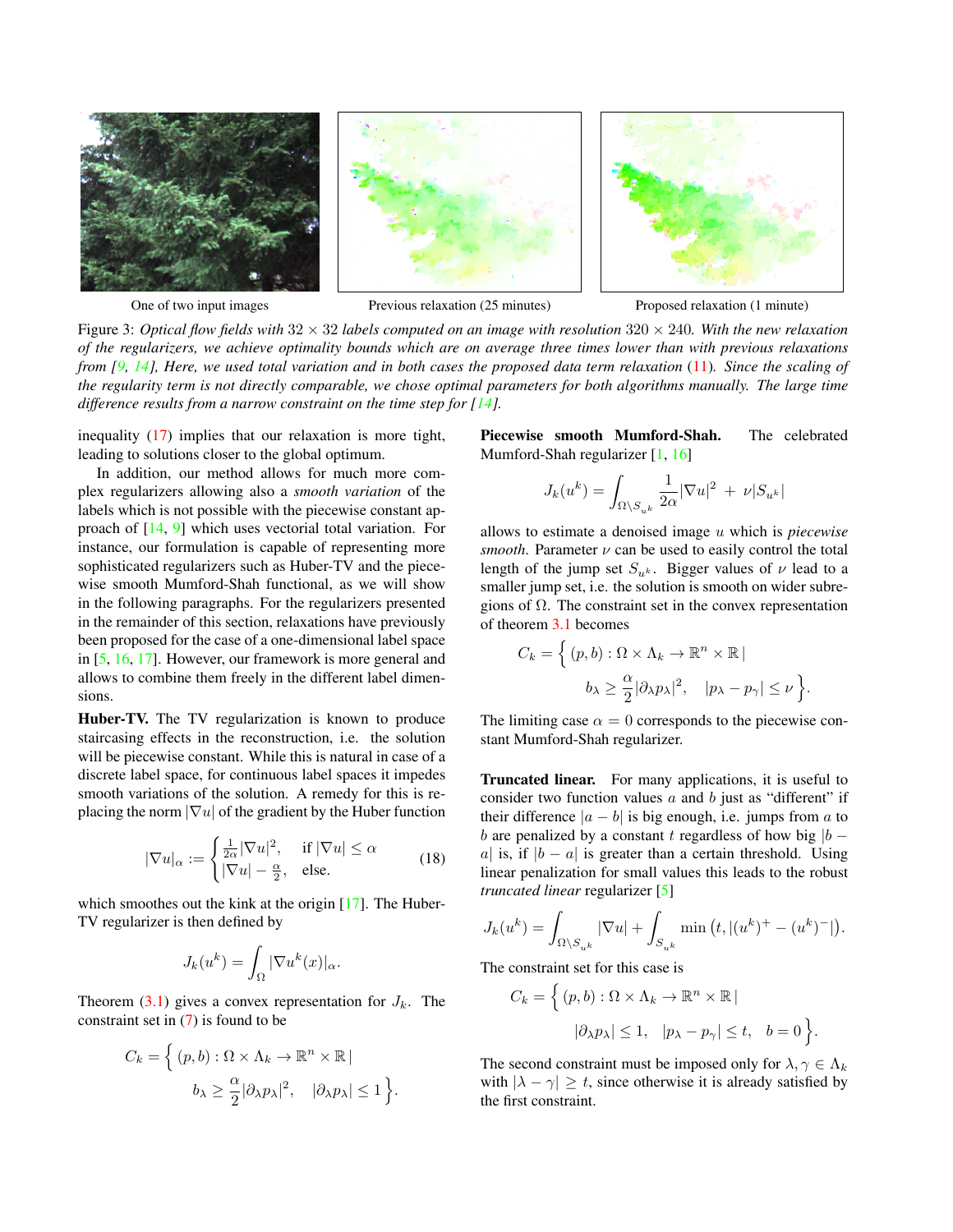One of two input images | Previous relaxation (25 minutes) | Proposed relaxation (1 minute)

Figure 3: *Optical flow fields with $32 \times 32$ labels computed on an image with resolution $320 \times 240$. With the new relaxation of the regularizers, we achieve optimality bounds which are on average three times lower than with previous relaxations from [9, 14], Here, we used total variation and in both cases the proposed data term relaxation (11). Since the scaling of the regularity term is not directly comparable, we chose optimal parameters for both algorithms manually. The large time difference results from a narrow constraint on the time step for [14].*

inequality (17) implies that our relaxation is more tight, leading to solutions closer to the global optimum.

In addition, our method allows for much more complex regularizers allowing also a *smooth variation* of the labels which is not possible with the piecewise constant approach of [14, 9] which uses vectorial total variation. For instance, our formulation is capable of representing more sophisticated regularizers such as Huber-TV and the piecewise smooth Mumford-Shah functional, as we will show in the following paragraphs. For the regularizers presented in the remainder of this section, relaxations have previously been proposed for the case of a one-dimensional label space in [5, 16, 17]. However, our framework is more general and allows to combine them freely in the different label dimensions.

**Huber-TV.** The TV regularization is known to produce staircasing effects in the reconstruction, i.e. the solution will be piecewise constant. While this is natural in case of a discrete label space, for continuous label spaces it impedes smooth variations of the solution. A remedy for this is replacing the norm $|\nabla u|$ of the gradient by the Huber function

$$|\nabla u|_\alpha := \begin{cases} \frac{1}{2\alpha}|\nabla u|^2, & \text{if } |\nabla u| \le \alpha \\ |\nabla u| - \frac{\alpha}{2}, & \text{else.} \end{cases} \tag{18}$$

which smoothes out the kink at the origin [17]. The Huber-TV regularizer is then defined by

$$J_k(u^k) = \int_\Omega |\nabla u^k(x)|_\alpha.$$

Theorem (3.1) gives a convex representation for $J_k$. The constraint set in (7) is found to be

$$C_k = \Big\{ (p,b) : \Omega \times \Lambda_k \to \mathbb{R}^n \times \mathbb{R} \,| \\ b_\lambda \ge \frac{\alpha}{2}|\partial_\lambda p_\lambda|^2, \quad |\partial_\lambda p_\lambda| \le 1 \Big\}.$$

**Piecewise smooth Mumford-Shah.** The celebrated Mumford-Shah regularizer [1, 16]

$$J_k(u^k) = \int_{\Omega \setminus S_{u^k}} \frac{1}{2\alpha}|\nabla u|^2 \; + \; \nu |S_{u^k}|$$

allows to estimate a denoised image $u$ which is *piecewise smooth*. Parameter $\nu$ can be used to easily control the total length of the jump set $S_{u^k}$. Bigger values of $\nu$ lead to a smaller jump set, i.e. the solution is smooth on wider subregions of $\Omega$. The constraint set in the convex representation of theorem 3.1 becomes

$$C_k = \Big\{ (p,b) : \Omega \times \Lambda_k \to \mathbb{R}^n \times \mathbb{R} \,| \\ b_\lambda \ge \frac{\alpha}{2}|\partial_\lambda p_\lambda|^2, \quad |p_\lambda - p_\gamma| \le \nu \Big\}.$$

The limiting case $\alpha = 0$ corresponds to the piecewise constant Mumford-Shah regularizer.

**Truncated linear.** For many applications, it is useful to consider two function values $a$ and $b$ just as "different" if their difference $|a - b|$ is big enough, i.e. jumps from $a$ to $b$ are penalized by a constant $t$ regardless of how big $|b - a|$ is, if $|b - a|$ is greater than a certain threshold. Using linear penalization for small values this leads to the robust *truncated linear* regularizer [5]

$$J_k(u^k) = \int_{\Omega \setminus S_{u^k}} |\nabla u| + \int_{S_{u^k}} \min\big(t, |(u^k)^+ - (u^k)^-|\big).$$

The constraint set for this case is

$$C_k = \Big\{ (p,b) : \Omega \times \Lambda_k \to \mathbb{R}^n \times \mathbb{R} \,| \\ |\partial_\lambda p_\lambda| \le 1, \quad |p_\lambda - p_\gamma| \le t, \quad b = 0 \Big\}.$$

The second constraint must be imposed only for $\lambda, \gamma \in \Lambda_k$ with $|\lambda - \gamma| \ge t$, since otherwise it is already satisfied by the first constraint.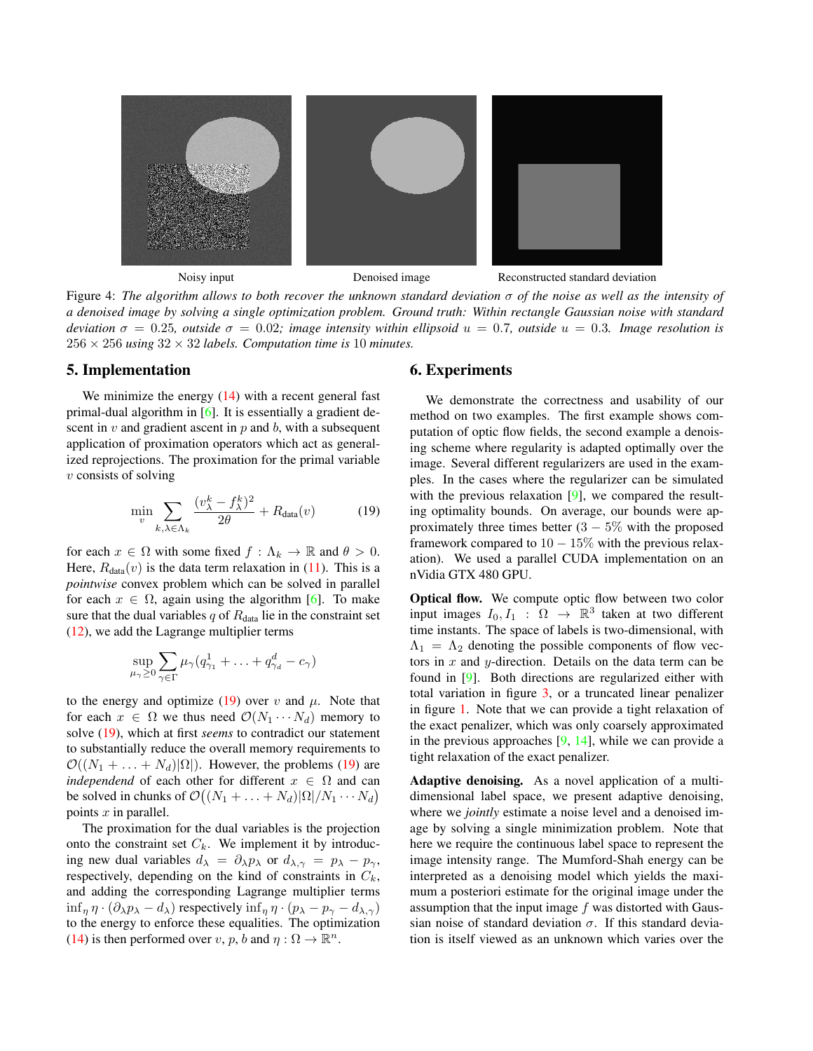Noisy input — Denoised image — Reconstructed standard deviation

Figure 4: *The algorithm allows to both recover the unknown standard deviation $\sigma$ of the noise as well as the intensity of a denoised image by solving a single optimization problem. Ground truth: Within rectangle Gaussian noise with standard deviation $\sigma = 0.25$, outside $\sigma = 0.02$; image intensity within ellipsoid $u = 0.7$, outside $u = 0.3$. Image resolution is $256 \times 256$ using $32 \times 32$ labels. Computation time is 10 minutes.*

## 5. Implementation

We minimize the energy (14) with a recent general fast primal-dual algorithm in [6]. It is essentially a gradient descent in $v$ and gradient ascent in $p$ and $b$, with a subsequent application of proximation operators which act as generalized reprojections. The proximation for the primal variable $v$ consists of solving

$$\min_{v} \sum_{k,\lambda \in \Lambda_k} \frac{(v_\lambda^k - f_\lambda^k)^2}{2\theta} + R_{\text{data}}(v) \tag{19}$$

for each $x \in \Omega$ with some fixed $f : \Lambda_k \to \mathbb{R}$ and $\theta > 0$. Here, $R_{\text{data}}(v)$ is the data term relaxation in (11). This is a *pointwise* convex problem which can be solved in parallel for each $x \in \Omega$, again using the algorithm [6]. To make sure that the dual variables $q$ of $R_{\text{data}}$ lie in the constraint set (12), we add the Lagrange multiplier terms

$$\sup_{\mu_\gamma \geq 0} \sum_{\gamma \in \Gamma} \mu_\gamma (q_{\gamma_1}^1 + \ldots + q_{\gamma_d}^d - c_\gamma)$$

to the energy and optimize (19) over $v$ and $\mu$. Note that for each $x \in \Omega$ we thus need $\mathcal{O}(N_1 \cdots N_d)$ memory to solve (19), which at first *seems* to contradict our statement to substantially reduce the overall memory requirements to $\mathcal{O}((N_1 + \ldots + N_d)|\Omega|)$. However, the problems (19) are *independend* of each other for different $x \in \Omega$ and can be solved in chunks of $\mathcal{O}\big((N_1 + \ldots + N_d)|\Omega|/N_1 \cdots N_d\big)$ points $x$ in parallel.

The proximation for the dual variables is the projection onto the constraint set $C_k$. We implement it by introducing new dual variables $d_\lambda = \partial_\lambda p_\lambda$ or $d_{\lambda,\gamma} = p_\lambda - p_\gamma$, respectively, depending on the kind of constraints in $C_k$, and adding the corresponding Lagrange multiplier terms $\inf_\eta \eta \cdot (\partial_\lambda p_\lambda - d_\lambda)$ respectively $\inf_\eta \eta \cdot (p_\lambda - p_\gamma - d_{\lambda,\gamma})$ to the energy to enforce these equalities. The optimization (14) is then performed over $v$, $p$, $b$ and $\eta : \Omega \to \mathbb{R}^n$.

## 6. Experiments

We demonstrate the correctness and usability of our method on two examples. The first example shows computation of optic flow fields, the second example a denoising scheme where regularity is adapted optimally over the image. Several different regularizers are used in the examples. In the cases where the regularizer can be simulated with the previous relaxation [9], we compared the resulting optimality bounds. On average, our bounds were approximately three times better ($3 - 5\%$ with the proposed framework compared to $10 - 15\%$ with the previous relaxation). We used a parallel CUDA implementation on an nVidia GTX 480 GPU.

**Optical flow.** We compute optic flow between two color input images $I_0, I_1 : \Omega \to \mathbb{R}^3$ taken at two different time instants. The space of labels is two-dimensional, with $\Lambda_1 = \Lambda_2$ denoting the possible components of flow vectors in $x$ and $y$-direction. Details on the data term can be found in [9]. Both directions are regularized either with total variation in figure 3, or a truncated linear penalizer in figure 1. Note that we can provide a tight relaxation of the exact penalizer, which was only coarsely approximated in the previous approaches [9, 14], while we can provide a tight relaxation of the exact penalizer.

**Adaptive denoising.** As a novel application of a multidimensional label space, we present adaptive denoising, where we *jointly* estimate a noise level and a denoised image by solving a single minimization problem. Note that here we require the continuous label space to represent the image intensity range. The Mumford-Shah energy can be interpreted as a denoising model which yields the maximum a posteriori estimate for the original image under the assumption that the input image $f$ was distorted with Gaussian noise of standard deviation $\sigma$. If this standard deviation is itself viewed as an unknown which varies over the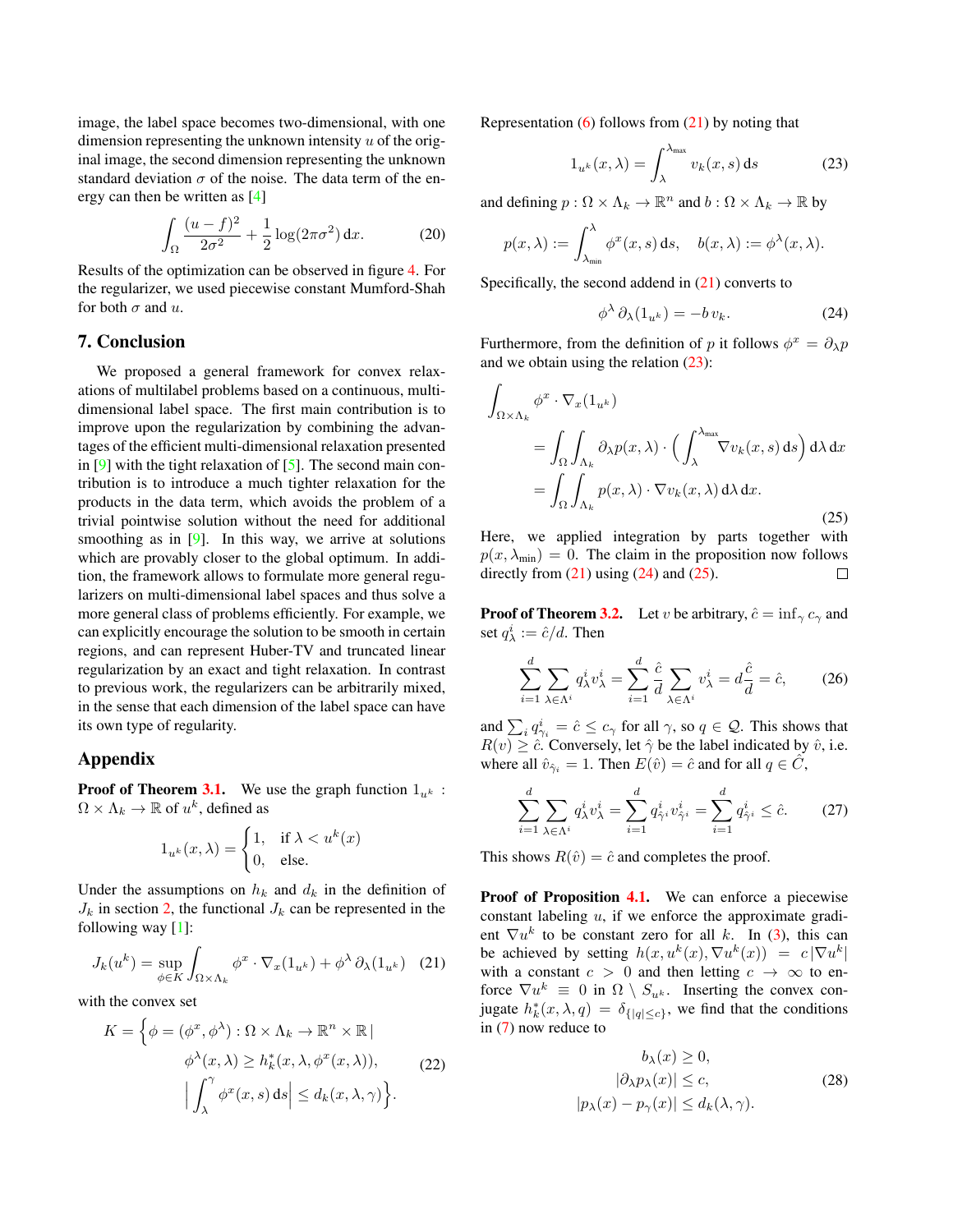image, the label space becomes two-dimensional, with one dimension representing the unknown intensity $u$ of the original image, the second dimension representing the unknown standard deviation $\sigma$ of the noise. The data term of the energy can then be written as [4]

$$\int_\Omega \frac{(u-f)^2}{2\sigma^2} + \frac{1}{2}\log(2\pi\sigma^2)\,\mathrm{d}x. \tag{20}$$

Results of the optimization can be observed in figure 4. For the regularizer, we used piecewise constant Mumford-Shah for both $\sigma$ and $u$.

## 7. Conclusion

We proposed a general framework for convex relaxations of multilabel problems based on a continuous, multidimensional label space. The first main contribution is to improve upon the regularization by combining the advantages of the efficient multi-dimensional relaxation presented in [9] with the tight relaxation of [5]. The second main contribution is to introduce a much tighter relaxation for the products in the data term, which avoids the problem of a trivial pointwise solution without the need for additional smoothing as in [9]. In this way, we arrive at solutions which are provably closer to the global optimum. In addition, the framework allows to formulate more general regularizers on multi-dimensional label spaces and thus solve a more general class of problems efficiently. For example, we can explicitly encourage the solution to be smooth in certain regions, and can represent Huber-TV and truncated linear regularization by an exact and tight relaxation. In contrast to previous work, the regularizers can be arbitrarily mixed, in the sense that each dimension of the label space can have its own type of regularity.

## Appendix

**Proof of Theorem 3.1.** We use the graph function $1_{u^k} : \Omega \times \Lambda_k \to \mathbb{R}$ of $u^k$, defined as

$$1_{u^k}(x,\lambda) = \begin{cases} 1, & \text{if } \lambda < u^k(x) \\ 0, & \text{else.} \end{cases}$$

Under the assumptions on $h_k$ and $d_k$ in the definition of $J_k$ in section 2, the functional $J_k$ can be represented in the following way [1]:

$$J_k(u^k) = \sup_{\phi \in K} \int_{\Omega \times \Lambda_k} \phi^x \cdot \nabla_x(1_{u^k}) + \phi^\lambda\, \partial_\lambda(1_{u^k}) \tag{21}$$

with the convex set

$$\begin{aligned} K = \Big\{ \phi = (\phi^x, \phi^\lambda) : \Omega \times \Lambda_k \to \mathbb{R}^n \times \mathbb{R} \,| \\ \phi^\lambda(x,\lambda) \geq h_k^*(x,\lambda,\phi^x(x,\lambda)), \\ \Big| \int_\lambda^\gamma \phi^x(x,s)\,\mathrm{d}s \Big| \leq d_k(x,\lambda,\gamma) \Big\}. \end{aligned} \tag{22}$$

Representation (6) follows from (21) by noting that

$$1_{u^k}(x,\lambda) = \int_\lambda^{\lambda_{\max}} v_k(x,s)\,\mathrm{d}s \tag{23}$$

and defining $p : \Omega \times \Lambda_k \to \mathbb{R}^n$ and $b : \Omega \times \Lambda_k \to \mathbb{R}$ by

$$p(x,\lambda) := \int_{\lambda_{\min}}^\lambda \phi^x(x,s)\,\mathrm{d}s, \quad b(x,\lambda) := \phi^\lambda(x,\lambda).$$

Specifically, the second addend in (21) converts to

$$\phi^\lambda\, \partial_\lambda(1_{u^k}) = -b\, v_k. \tag{24}$$

Furthermore, from the definition of $p$ it follows $\phi^x = \partial_\lambda p$ and we obtain using the relation (23):

$$\begin{aligned} &\int_{\Omega \times \Lambda_k} \phi^x \cdot \nabla_x(1_{u^k}) \\ &= \int_\Omega \int_{\Lambda_k} \partial_\lambda p(x,\lambda) \cdot \Big( \int_\lambda^{\lambda_{\max}} \nabla v_k(x,s)\,\mathrm{d}s \Big)\,\mathrm{d}\lambda\,\mathrm{d}x \\ &= \int_\Omega \int_{\Lambda_k} p(x,\lambda) \cdot \nabla v_k(x,\lambda)\,\mathrm{d}\lambda\,\mathrm{d}x. \end{aligned} \tag{25}$$

Here, we applied integration by parts together with $p(x,\lambda_{\min}) = 0$. The claim in the proposition now follows directly from (21) using (24) and (25). □

**Proof of Theorem 3.2.** Let $v$ be arbitrary, $\hat{c} = \inf_\gamma c_\gamma$ and set $q_\lambda^i := \hat{c}/d$. Then

$$\sum_{i=1}^d \sum_{\lambda \in \Lambda^i} q_\lambda^i v_\lambda^i = \sum_{i=1}^d \frac{\hat{c}}{d} \sum_{\lambda \in \Lambda^i} v_\lambda^i = d\frac{\hat{c}}{d} = \hat{c}, \tag{26}$$

and $\sum_i q_{\gamma_i}^i = \hat{c} \leq c_\gamma$ for all $\gamma$, so $q \in \mathcal{Q}$. This shows that $R(v) \geq \hat{c}$. Conversely, let $\hat{\gamma}$ be the label indicated by $\hat{v}$, i.e. where all $\hat{v}_{\hat{\gamma}_i} = 1$. Then $E(\hat{v}) = \hat{c}$ and for all $q \in \hat{C}$,

$$\sum_{i=1}^d \sum_{\lambda \in \Lambda^i} q_\lambda^i v_\lambda^i = \sum_{i=1}^d q_{\hat{\gamma}^i}^i v_{\hat{\gamma}^i}^i = \sum_{i=1}^d q_{\hat{\gamma}^i}^i \leq \hat{c}. \tag{27}$$

This shows $R(\hat{v}) = \hat{c}$ and completes the proof.

**Proof of Proposition 4.1.** We can enforce a piecewise constant labeling $u$, if we enforce the approximate gradient $\nabla u^k$ to be constant zero for all $k$. In (3), this can be achieved by setting $h(x, u^k(x), \nabla u^k(x)) = c\,|\nabla u^k|$ with a constant $c > 0$ and then letting $c \to \infty$ to enforce $\nabla u^k \equiv 0$ in $\Omega \setminus S_{u^k}$. Inserting the convex conjugate $h_k^*(x,\lambda,q) = \delta_{\{|q| \leq c\}}$, we find that the conditions in (7) now reduce to

$$\begin{aligned} b_\lambda(x) &\geq 0, \\ |\partial_\lambda p_\lambda(x)| &\leq c, \\ |p_\lambda(x) - p_\gamma(x)| &\leq d_k(\lambda,\gamma). \end{aligned} \tag{28}$$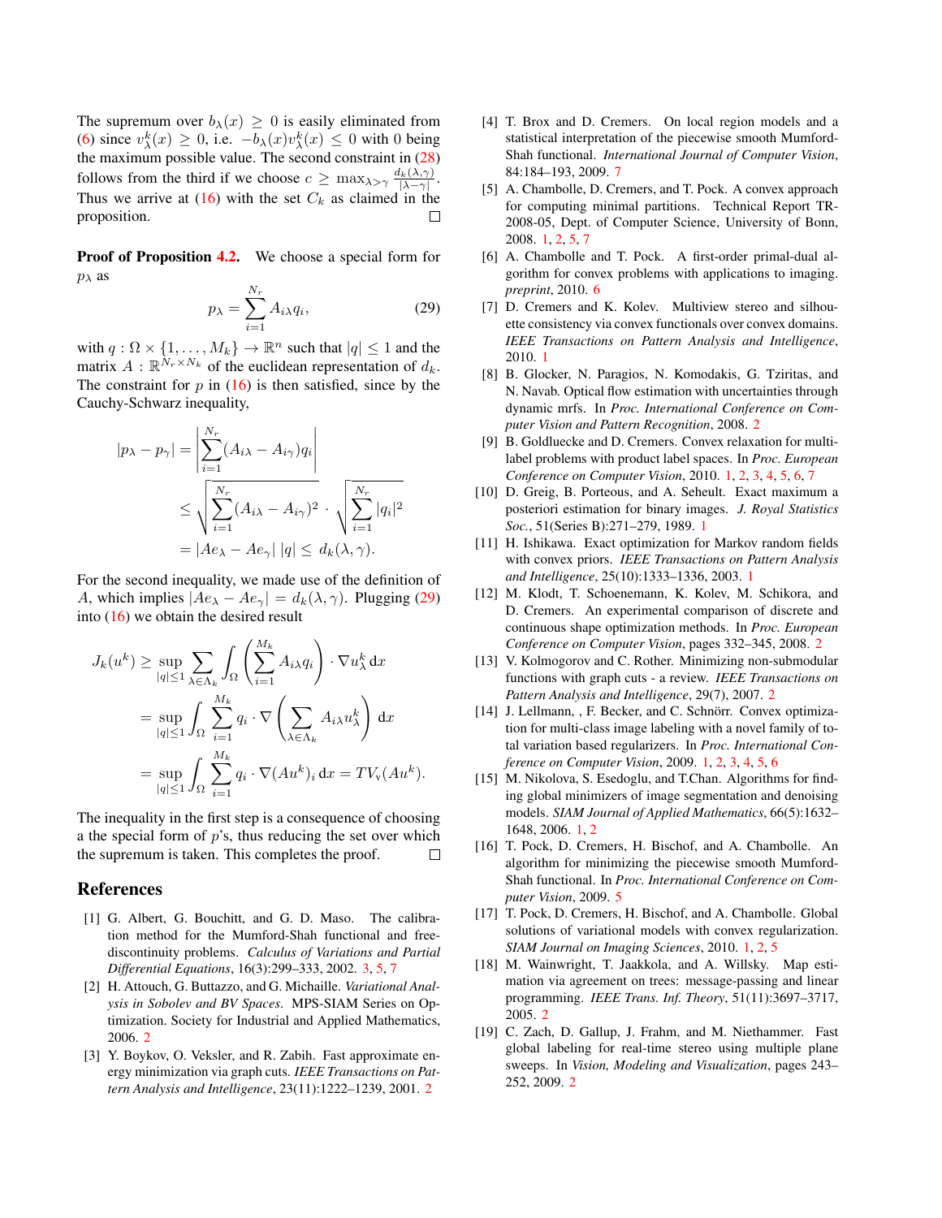The supremum over $b_\lambda(x) \geq 0$ is easily eliminated from (6) since $v_\lambda^k(x) \geq 0$, i.e. $-b_\lambda(x)v_\lambda^k(x) \leq 0$ with 0 being the maximum possible value. The second constraint in (28) follows from the third if we choose $c \geq \max_{\lambda > \gamma} \frac{d_k(\lambda,\gamma)}{|\lambda-\gamma|}$. Thus we arrive at (16) with the set $C_k$ as claimed in the proposition. □

**Proof of Proposition 4.2.** We choose a special form for $p_\lambda$ as

$$p_\lambda = \sum_{i=1}^{N_r} A_{i\lambda} q_i, \tag{29}$$

with $q : \Omega \times \{1, \ldots, M_k\} \to \mathbb{R}^n$ such that $|q| \leq 1$ and the matrix $A : \mathbb{R}^{N_r \times N_k}$ of the euclidean representation of $d_k$. The constraint for $p$ in (16) is then satisfied, since by the Cauchy-Schwarz inequality,

$$\begin{aligned}
|p_\lambda - p_\gamma| &= \left| \sum_{i=1}^{N_r} (A_{i\lambda} - A_{i\gamma}) q_i \right| \\
&\leq \sqrt{\sum_{i=1}^{N_r} (A_{i\lambda} - A_{i\gamma})^2} \cdot \sqrt{\sum_{i=1}^{N_r} |q_i|^2} \\
&= |Ae_\lambda - Ae_\gamma| \, |q| \leq d_k(\lambda, \gamma).
\end{aligned}$$

For the second inequality, we made use of the definition of $A$, which implies $|Ae_\lambda - Ae_\gamma| = d_k(\lambda, \gamma)$. Plugging (29) into (16) we obtain the desired result

$$\begin{aligned}
J_k(u^k) &\geq \sup_{|q| \leq 1} \sum_{\lambda \in \Lambda_k} \int_\Omega \left( \sum_{i=1}^{M_k} A_{i\lambda} q_i \right) \cdot \nabla u_\lambda^k \, \mathrm{d}x \\
&= \sup_{|q| \leq 1} \int_\Omega \sum_{i=1}^{M_k} q_i \cdot \nabla \left( \sum_{\lambda \in \Lambda_k} A_{i\lambda} u_\lambda^k \right) \mathrm{d}x \\
&= \sup_{|q| \leq 1} \int_\Omega \sum_{i=1}^{M_k} q_i \cdot \nabla (Au^k)_i \, \mathrm{d}x = TV_{\mathrm{v}}(Au^k).
\end{aligned}$$

The inequality in the first step is a consequence of choosing a the special form of $p$'s, thus reducing the set over which the supremum is taken. This completes the proof. □

## References

[1] G. Albert, G. Bouchitt, and G. D. Maso. The calibration method for the Mumford-Shah functional and free-discontinuity problems. *Calculus of Variations and Partial Differential Equations*, 16(3):299–333, 2002. 3, 5, 7

[2] H. Attouch, G. Buttazzo, and G. Michaille. *Variational Analysis in Sobolev and BV Spaces*. MPS-SIAM Series on Optimization. Society for Industrial and Applied Mathematics, 2006. 2

[3] Y. Boykov, O. Veksler, and R. Zabih. Fast approximate energy minimization via graph cuts. *IEEE Transactions on Pattern Analysis and Intelligence*, 23(11):1222–1239, 2001. 2

[4] T. Brox and D. Cremers. On local region models and a statistical interpretation of the piecewise smooth Mumford-Shah functional. *International Journal of Computer Vision*, 84:184–193, 2009. 7

[5] A. Chambolle, D. Cremers, and T. Pock. A convex approach for computing minimal partitions. Technical Report TR-2008-05, Dept. of Computer Science, University of Bonn, 2008. 1, 2, 5, 7

[6] A. Chambolle and T. Pock. A first-order primal-dual algorithm for convex problems with applications to imaging. *preprint*, 2010. 6

[7] D. Cremers and K. Kolev. Multiview stereo and silhouette consistency via convex functionals over convex domains. *IEEE Transactions on Pattern Analysis and Intelligence*, 2010. 1

[8] B. Glocker, N. Paragios, N. Komodakis, G. Tziritas, and N. Navab. Optical flow estimation with uncertainties through dynamic mrfs. In *Proc. International Conference on Computer Vision and Pattern Recognition*, 2008. 2

[9] B. Goldluecke and D. Cremers. Convex relaxation for multilabel problems with product label spaces. In *Proc. European Conference on Computer Vision*, 2010. 1, 2, 3, 4, 5, 6, 7

[10] D. Greig, B. Porteous, and A. Seheult. Exact maximum a posteriori estimation for binary images. *J. Royal Statistics Soc.*, 51(Series B):271–279, 1989. 1

[11] H. Ishikawa. Exact optimization for Markov random fields with convex priors. *IEEE Transactions on Pattern Analysis and Intelligence*, 25(10):1333–1336, 2003. 1

[12] M. Klodt, T. Schoenemann, K. Kolev, M. Schikora, and D. Cremers. An experimental comparison of discrete and continuous shape optimization methods. In *Proc. European Conference on Computer Vision*, pages 332–345, 2008. 2

[13] V. Kolmogorov and C. Rother. Minimizing non-submodular functions with graph cuts - a review. *IEEE Transactions on Pattern Analysis and Intelligence*, 29(7), 2007. 2

[14] J. Lellmann, , F. Becker, and C. Schnörr. Convex optimization for multi-class image labeling with a novel family of total variation based regularizers. In *Proc. International Conference on Computer Vision*, 2009. 1, 2, 3, 4, 5, 6

[15] M. Nikolova, S. Esedoglu, and T.Chan. Algorithms for finding global minimizers of image segmentation and denoising models. *SIAM Journal of Applied Mathematics*, 66(5):1632–1648, 2006. 1, 2

[16] T. Pock, D. Cremers, H. Bischof, and A. Chambolle. An algorithm for minimizing the piecewise smooth Mumford-Shah functional. In *Proc. International Conference on Computer Vision*, 2009. 5

[17] T. Pock, D. Cremers, H. Bischof, and A. Chambolle. Global solutions of variational models with convex regularization. *SIAM Journal on Imaging Sciences*, 2010. 1, 2, 5

[18] M. Wainwright, T. Jaakkola, and A. Willsky. Map estimation via agreement on trees: message-passing and linear programming. *IEEE Trans. Inf. Theory*, 51(11):3697–3717, 2005. 2

[19] C. Zach, D. Gallup, J. Frahm, and M. Niethammer. Fast global labeling for real-time stereo using multiple plane sweeps. In *Vision, Modeling and Visualization*, pages 243–252, 2009. 2